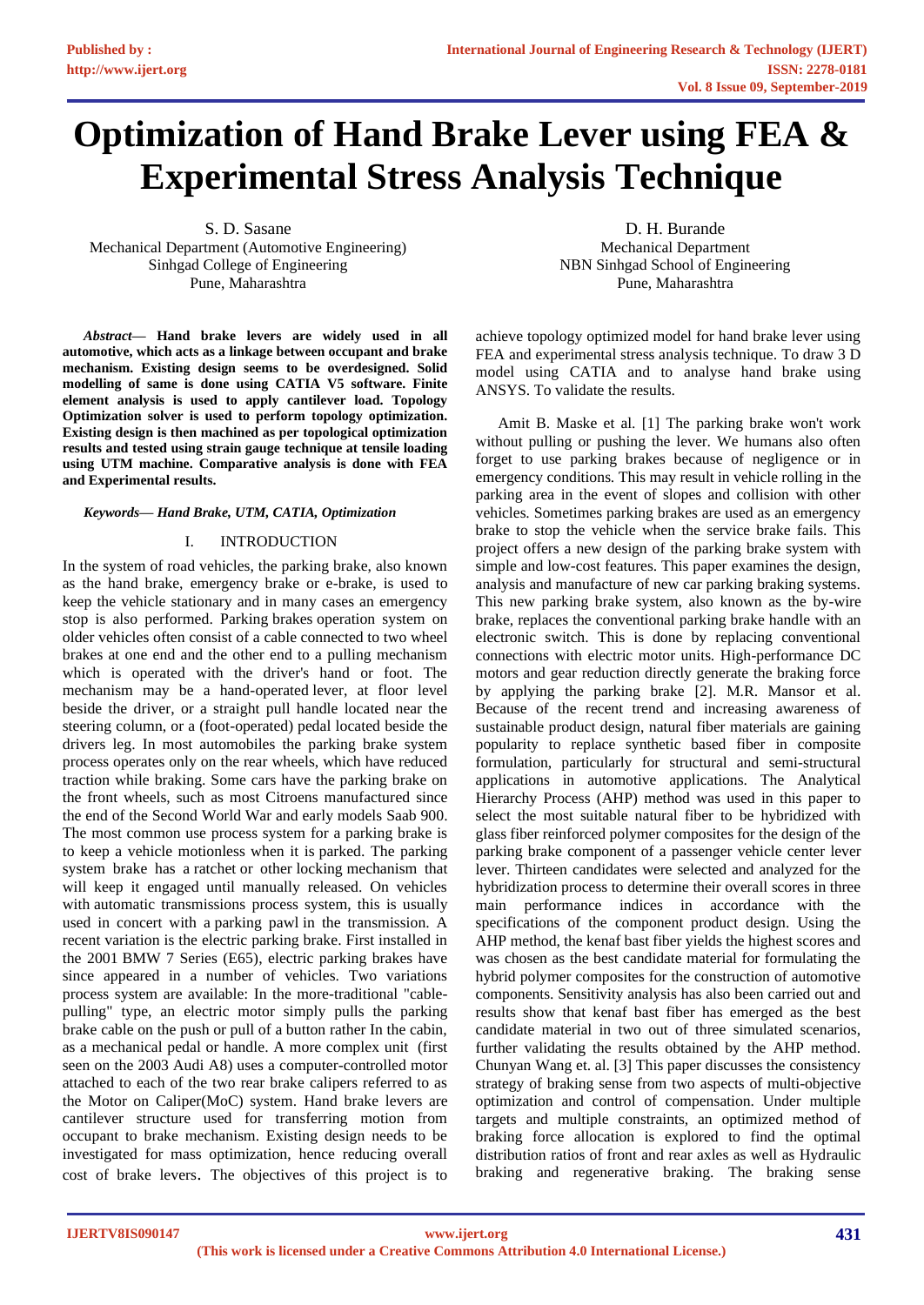# Optimization of Hand Brake Lever using FEA & Experimental Stress Analysis Technique

S. D. Sasane
Mechanical Department (Automotive Engineering)
Sinhgad College of Engineering
Pune, Maharashtra

D. H. Burande
Mechanical Department
NBN Sinhgad School of Engineering
Pune, Maharashtra

***Abstract*— Hand brake levers are widely used in all automotive, which acts as a linkage between occupant and brake mechanism. Existing design seems to be overdesigned. Solid modelling of same is done using CATIA V5 software. Finite element analysis is used to apply cantilever load. Topology Optimization solver is used to perform topology optimization. Existing design is then machined as per topological optimization results and tested using strain gauge technique at tensile loading using UTM machine. Comparative analysis is done with FEA and Experimental results.**

***Keywords*— Hand Brake, UTM, CATIA, Optimization**

## I. INTRODUCTION

In the system of road vehicles, the parking brake, also known as the hand brake, emergency brake or e-brake, is used to keep the vehicle stationary and in many cases an emergency stop is also performed. Parking brakes operation system on older vehicles often consist of a cable connected to two wheel brakes at one end and the other end to a pulling mechanism which is operated with the driver's hand or foot. The mechanism may be a hand-operated lever, at floor level beside the driver, or a straight pull handle located near the steering column, or a (foot-operated) pedal located beside the drivers leg. In most automobiles the parking brake system process operates only on the rear wheels, which have reduced traction while braking. Some cars have the parking brake on the front wheels, such as most Citroens manufactured since the end of the Second World War and early models Saab 900. The most common use process system for a parking brake is to keep a vehicle motionless when it is parked. The parking system brake has a ratchet or other locking mechanism that will keep it engaged until manually released. On vehicles with automatic transmissions process system, this is usually used in concert with a parking pawl in the transmission. A recent variation is the electric parking brake. First installed in the 2001 BMW 7 Series (E65), electric parking brakes have since appeared in a number of vehicles. Two variations process system are available: In the more-traditional "cable-pulling" type, an electric motor simply pulls the parking brake cable on the push or pull of a button rather In the cabin, as a mechanical pedal or handle. A more complex unit (first seen on the 2003 Audi A8) uses a computer-controlled motor attached to each of the two rear brake calipers referred to as the Motor on Caliper(MoC) system. Hand brake levers are cantilever structure used for transferring motion from occupant to brake mechanism. Existing design needs to be investigated for mass optimization, hence reducing overall cost of brake levers. The objectives of this project is to achieve topology optimized model for hand brake lever using FEA and experimental stress analysis technique. To draw 3 D model using CATIA and to analyse hand brake using ANSYS. To validate the results.

Amit B. Maske et al. [1] The parking brake won't work without pulling or pushing the lever. We humans also often forget to use parking brakes because of negligence or in emergency conditions. This may result in vehicle rolling in the parking area in the event of slopes and collision with other vehicles. Sometimes parking brakes are used as an emergency brake to stop the vehicle when the service brake fails. This project offers a new design of the parking brake system with simple and low-cost features. This paper examines the design, analysis and manufacture of new car parking braking systems. This new parking brake system, also known as the by-wire brake, replaces the conventional parking brake handle with an electronic switch. This is done by replacing conventional connections with electric motor units. High-performance DC motors and gear reduction directly generate the braking force by applying the parking brake [2]. M.R. Mansor et al. Because of the recent trend and increasing awareness of sustainable product design, natural fiber materials are gaining popularity to replace synthetic based fiber in composite formulation, particularly for structural and semi-structural applications in automotive applications. The Analytical Hierarchy Process (AHP) method was used in this paper to select the most suitable natural fiber to be hybridized with glass fiber reinforced polymer composites for the design of the parking brake component of a passenger vehicle center lever lever. Thirteen candidates were selected and analyzed for the hybridization process to determine their overall scores in three main performance indices in accordance with the specifications of the component product design. Using the AHP method, the kenaf bast fiber yields the highest scores and was chosen as the best candidate material for formulating the hybrid polymer composites for the construction of automotive components. Sensitivity analysis has also been carried out and results show that kenaf bast fiber has emerged as the best candidate material in two out of three simulated scenarios, further validating the results obtained by the AHP method. Chunyan Wang et. al. [3] This paper discusses the consistency strategy of braking sense from two aspects of multi-objective optimization and control of compensation. Under multiple targets and multiple constraints, an optimized method of braking force allocation is explored to find the optimal distribution ratios of front and rear axles as well as Hydraulic braking and regenerative braking. The braking sense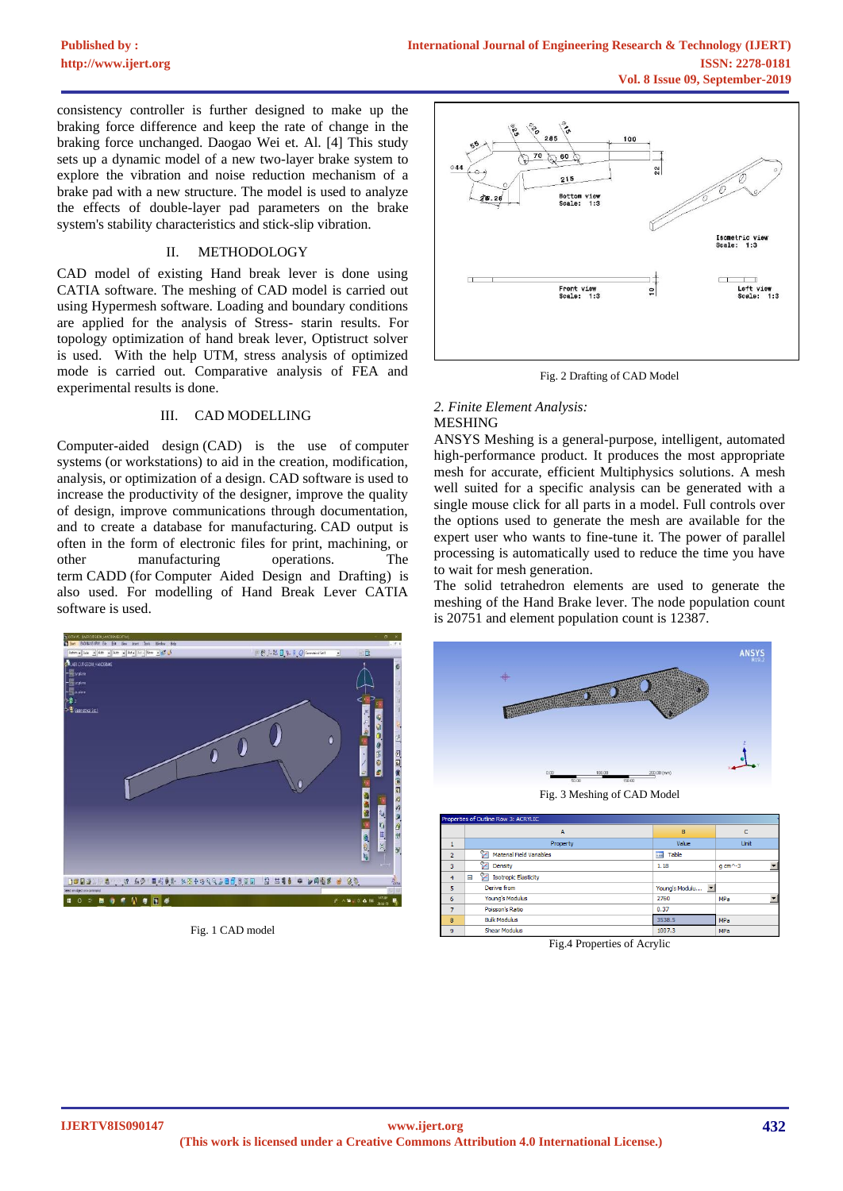consistency controller is further designed to make up the braking force difference and keep the rate of change in the braking force unchanged. Daogao Wei et. Al. [4] This study sets up a dynamic model of a new two-layer brake system to explore the vibration and noise reduction mechanism of a brake pad with a new structure. The model is used to analyze the effects of double-layer pad parameters on the brake system's stability characteristics and stick-slip vibration.

## II. METHODOLOGY

CAD model of existing Hand break lever is done using CATIA software. The meshing of CAD model is carried out using Hypermesh software. Loading and boundary conditions are applied for the analysis of Stress- starin results. For topology optimization of hand break lever, Optistruct solver is used. With the help UTM, stress analysis of optimized mode is carried out. Comparative analysis of FEA and experimental results is done.

## III. CAD MODELLING

Computer-aided design (CAD) is the use of computer systems (or workstations) to aid in the creation, modification, analysis, or optimization of a design. CAD software is used to increase the productivity of the designer, improve the quality of design, improve communications through documentation, and to create a database for manufacturing. CAD output is often in the form of electronic files for print, machining, or other manufacturing operations. The term CADD (for Computer Aided Design and Drafting) is also used. For modelling of Hand Break Lever CATIA software is used.

Fig. 1 CAD model

Fig. 2 Drafting of CAD Model

### *2. Finite Element Analysis:*

MESHING

ANSYS Meshing is a general-purpose, intelligent, automated high-performance product. It produces the most appropriate mesh for accurate, efficient Multiphysics solutions. A mesh well suited for a specific analysis can be generated with a single mouse click for all parts in a model. Full controls over the options used to generate the mesh are available for the expert user who wants to fine-tune it. The power of parallel processing is automatically used to reduce the time you have to wait for mesh generation.

The solid tetrahedron elements are used to generate the meshing of the Hand Brake lever. The node population count is 20751 and element population count is 12387.

Fig. 3 Meshing of CAD Model

Properties of Outline Row 3: ACRYLIC

| | A | B | C |
|---|---|---|---|
| 1 | Property | Value | Unit |
| 2 | Material Field Variables | Table | |
| 3 | Density | 1.18 | g cm^-3 |
| 4 | Isotropic Elasticity | | |
| 5 | Derive from | Young's Modulu... | |
| 6 | Young's Modulus | 2760 | MPa |
| 7 | Poisson's Ratio | 0.37 | |
| 8 | Bulk Modulus | 3538.5 | MPa |
| 9 | Shear Modulus | 1007.3 | MPa |

Fig.4 Properties of Acrylic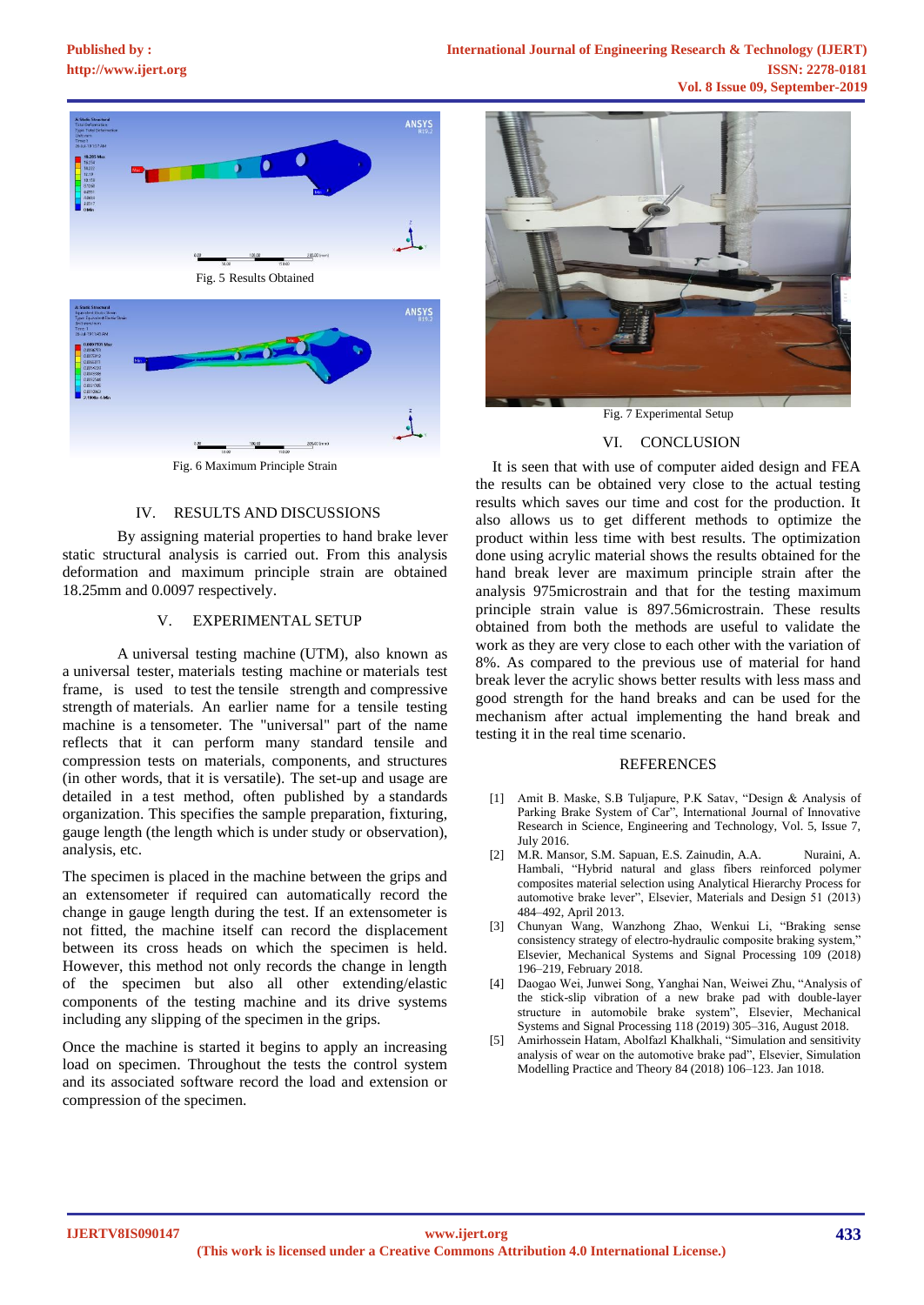Fig. 5 Results Obtained

Fig. 6 Maximum Principle Strain

## IV. RESULTS AND DISCUSSIONS

By assigning material properties to hand brake lever static structural analysis is carried out. From this analysis deformation and maximum principle strain are obtained 18.25mm and 0.0097 respectively.

## V. EXPERIMENTAL SETUP

A universal testing machine (UTM), also known as a universal tester, materials testing machine or materials test frame, is used to test the tensile strength and compressive strength of materials. An earlier name for a tensile testing machine is a tensometer. The "universal" part of the name reflects that it can perform many standard tensile and compression tests on materials, components, and structures (in other words, that it is versatile). The set-up and usage are detailed in a test method, often published by a standards organization. This specifies the sample preparation, fixturing, gauge length (the length which is under study or observation), analysis, etc.

The specimen is placed in the machine between the grips and an extensometer if required can automatically record the change in gauge length during the test. If an extensometer is not fitted, the machine itself can record the displacement between its cross heads on which the specimen is held. However, this method not only records the change in length of the specimen but also all other extending/elastic components of the testing machine and its drive systems including any slipping of the specimen in the grips.

Once the machine is started it begins to apply an increasing load on specimen. Throughout the tests the control system and its associated software record the load and extension or compression of the specimen.

Fig. 7 Experimental Setup

## VI. CONCLUSION

It is seen that with use of computer aided design and FEA the results can be obtained very close to the actual testing results which saves our time and cost for the production. It also allows us to get different methods to optimize the product within less time with best results. The optimization done using acrylic material shows the results obtained for the hand break lever are maximum principle strain after the analysis 975microstrain and that for the testing maximum principle strain value is 897.56microstrain. These results obtained from both the methods are useful to validate the work as they are very close to each other with the variation of 8%. As compared to the previous use of material for hand break lever the acrylic shows better results with less mass and good strength for the hand breaks and can be used for the mechanism after actual implementing the hand break and testing it in the real time scenario.

## REFERENCES

[1] Amit B. Maske, S.B Tuljapure, P.K Satav, "Design & Analysis of Parking Brake System of Car", International Journal of Innovative Research in Science, Engineering and Technology, Vol. 5, Issue 7, July 2016.

[2] M.R. Mansor, S.M. Sapuan, E.S. Zainudin, A.A. Nuraini, A. Hambali, "Hybrid natural and glass fibers reinforced polymer composites material selection using Analytical Hierarchy Process for automotive brake lever", Elsevier, Materials and Design 51 (2013) 484–492, April 2013.

[3] Chunyan Wang, Wanzhong Zhao, Wenkui Li, "Braking sense consistency strategy of electro-hydraulic composite braking system," Elsevier, Mechanical Systems and Signal Processing 109 (2018) 196–219, February 2018.

[4] Daogao Wei, Junwei Song, Yanghai Nan, Weiwei Zhu, "Analysis of the stick-slip vibration of a new brake pad with double-layer structure in automobile brake system", Elsevier, Mechanical Systems and Signal Processing 118 (2019) 305–316, August 2018.

[5] Amirhossein Hatam, Abolfazl Khalkhali, "Simulation and sensitivity analysis of wear on the automotive brake pad", Elsevier, Simulation Modelling Practice and Theory 84 (2018) 106–123. Jan 1018.